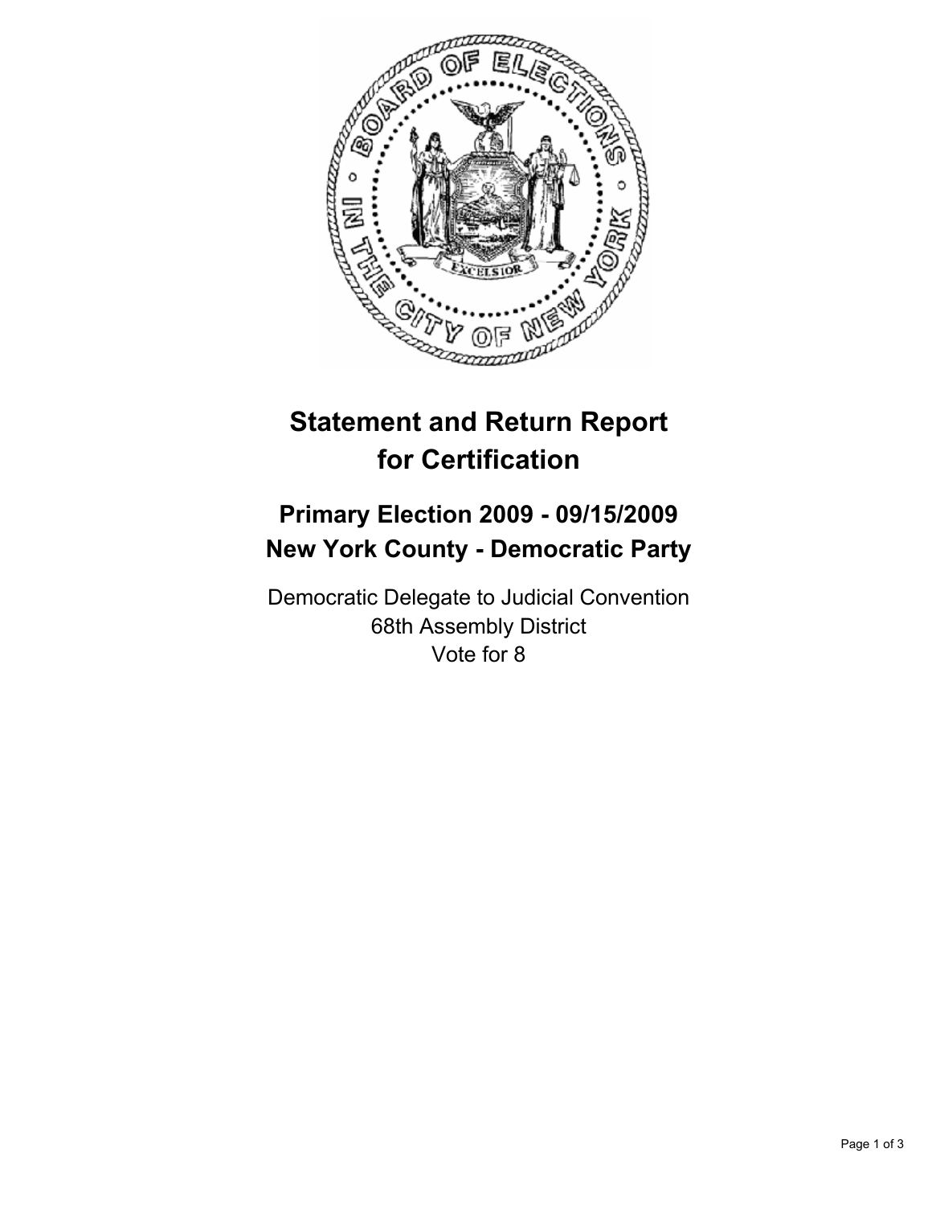# Statement and Return Report for Certification

## Primary Election 2009 - 09/15/2009
## New York County - Democratic Party

Democratic Delegate to Judicial Convention
68th Assembly District
Vote for 8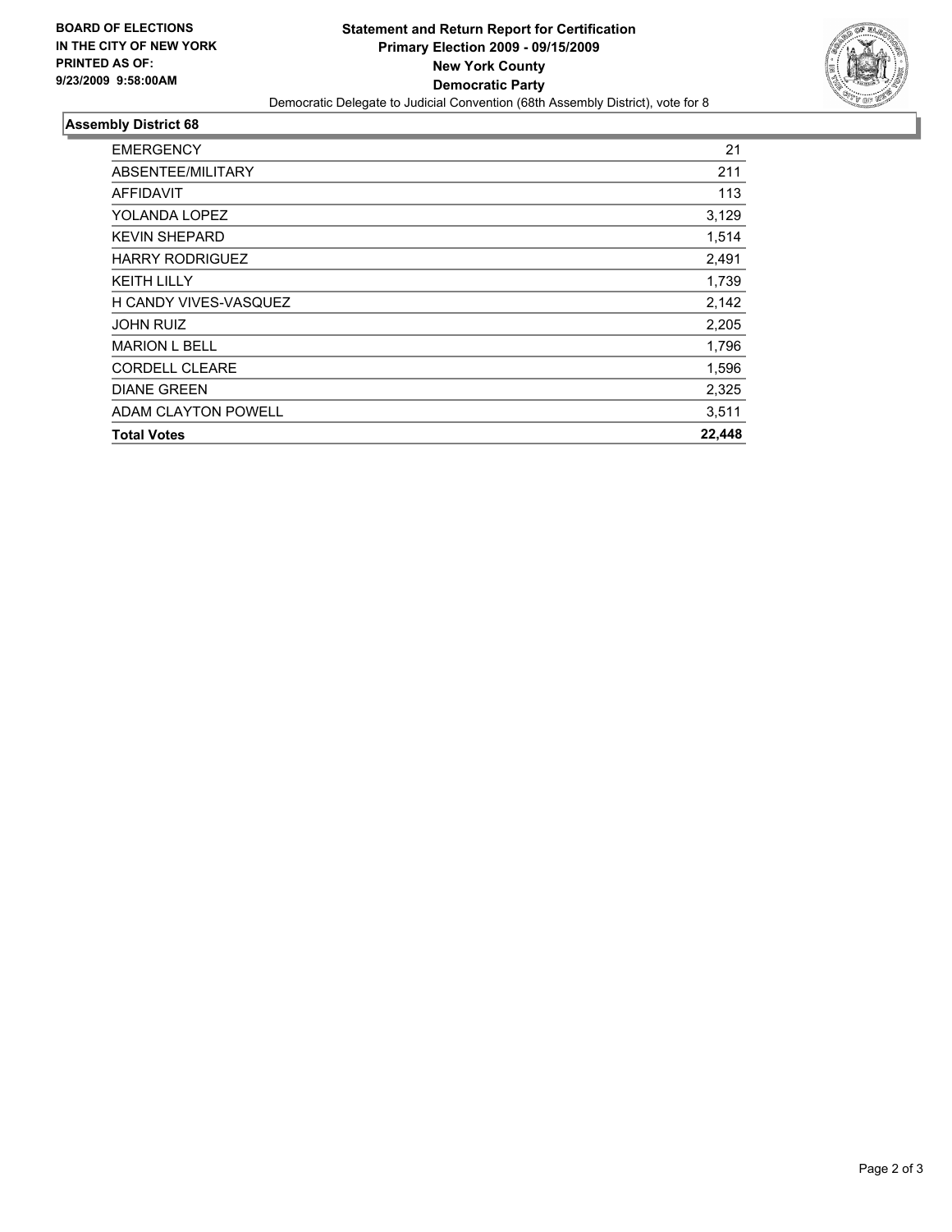**BOARD OF ELECTIONS IN THE CITY OF NEW YORK PRINTED AS OF: 9/23/2009 9:58:00AM**

# Statement and Return Report for Certification
## Primary Election 2009 - 09/15/2009
## New York County
## Democratic Party

Democratic Delegate to Judicial Convention (68th Assembly District), vote for 8

### Assembly District 68

| | |
|---|---|
| EMERGENCY | 21 |
| ABSENTEE/MILITARY | 211 |
| AFFIDAVIT | 113 |
| YOLANDA LOPEZ | 3,129 |
| KEVIN SHEPARD | 1,514 |
| HARRY RODRIGUEZ | 2,491 |
| KEITH LILLY | 1,739 |
| H CANDY VIVES-VASQUEZ | 2,142 |
| JOHN RUIZ | 2,205 |
| MARION L BELL | 1,796 |
| CORDELL CLEARE | 1,596 |
| DIANE GREEN | 2,325 |
| ADAM CLAYTON POWELL | 3,511 |
| **Total Votes** | **22,448** |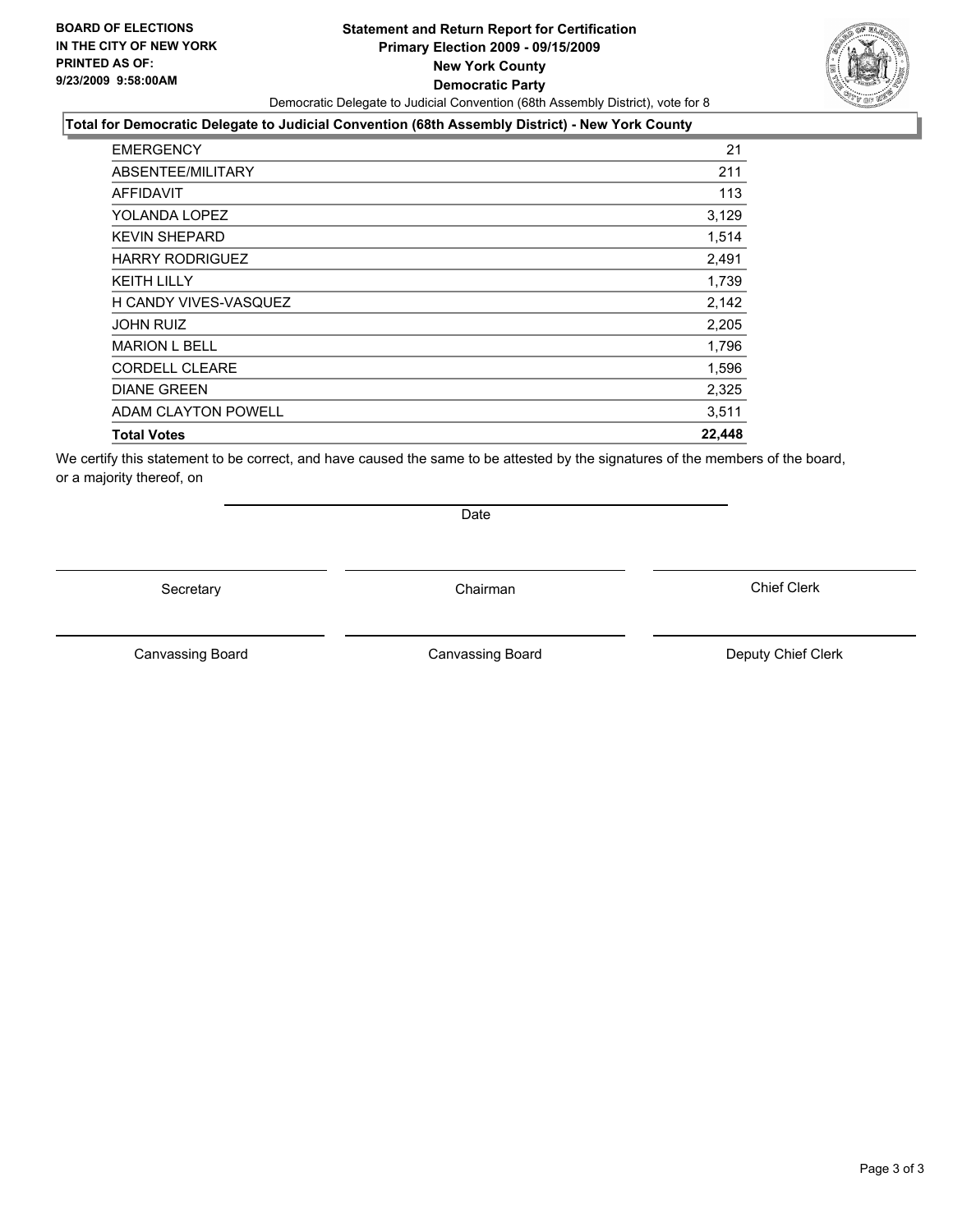**BOARD OF ELECTIONS IN THE CITY OF NEW YORK PRINTED AS OF: 9/23/2009 9:58:00AM**

**Statement and Return Report for Certification**
**Primary Election 2009 - 09/15/2009**
**New York County**
**Democratic Party**

Democratic Delegate to Judicial Convention (68th Assembly District), vote for 8

**Total for Democratic Delegate to Judicial Convention (68th Assembly District) - New York County**

| | |
|---|---|
| EMERGENCY | 21 |
| ABSENTEE/MILITARY | 211 |
| AFFIDAVIT | 113 |
| YOLANDA LOPEZ | 3,129 |
| KEVIN SHEPARD | 1,514 |
| HARRY RODRIGUEZ | 2,491 |
| KEITH LILLY | 1,739 |
| H CANDY VIVES-VASQUEZ | 2,142 |
| JOHN RUIZ | 2,205 |
| MARION L BELL | 1,796 |
| CORDELL CLEARE | 1,596 |
| DIANE GREEN | 2,325 |
| ADAM CLAYTON POWELL | 3,511 |
| **Total Votes** | **22,448** |

We certify this statement to be correct, and have caused the same to be attested by the signatures of the members of the board, or a majority thereof, on

Date

Secretary

Chairman

Chief Clerk

Canvassing Board

Canvassing Board

Deputy Chief Clerk